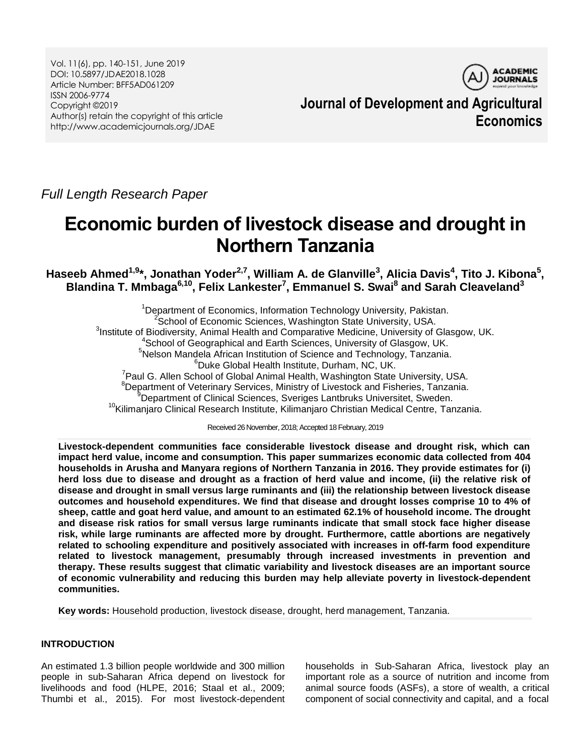Vol. 11(6), pp. 140-151, June 2019
DOI: 10.5897/JDAE2018.1028
Article Number: BFF5AD061209
ISSN 2006-9774
Copyright ©2019
Author(s) retain the copyright of this article
http://www.academicjournals.org/JDAE

**Journal of Development and Agricultural Economics**

*Full Length Research Paper*

# Economic burden of livestock disease and drought in Northern Tanzania

**Haseeb Ahmed[1,9]*, Jonathan Yoder[2,7], William A. de Glanville[3], Alicia Davis[4], Tito J. Kibona[5], Blandina T. Mmbaga[6,10], Felix Lankester[7], Emmanuel S. Swai[8] and Sarah Cleaveland[3]**

[1]Department of Economics, Information Technology University, Pakistan.
[2]School of Economic Sciences, Washington State University, USA.
[3]Institute of Biodiversity, Animal Health and Comparative Medicine, University of Glasgow, UK.
[4]School of Geographical and Earth Sciences, University of Glasgow, UK.
[5]Nelson Mandela African Institution of Science and Technology, Tanzania.
[6]Duke Global Health Institute, Durham, NC, UK.
[7]Paul G. Allen School of Global Animal Health, Washington State University, USA.
[8]Department of Veterinary Services, Ministry of Livestock and Fisheries, Tanzania.
[9]Department of Clinical Sciences, Sveriges Lantbruks Universitet, Sweden.
[10]Kilimanjaro Clinical Research Institute, Kilimanjaro Christian Medical Centre, Tanzania.

Received 26 November, 2018; Accepted 18 February, 2019

**Livestock-dependent communities face considerable livestock disease and drought risk, which can impact herd value, income and consumption. This paper summarizes economic data collected from 404 households in Arusha and Manyara regions of Northern Tanzania in 2016. They provide estimates for (i) herd loss due to disease and drought as a fraction of herd value and income, (ii) the relative risk of disease and drought in small versus large ruminants and (iii) the relationship between livestock disease outcomes and household expenditures. We find that disease and drought losses comprise 10 to 4% of sheep, cattle and goat herd value, and amount to an estimated 62.1% of household income. The drought and disease risk ratios for small versus large ruminants indicate that small stock face higher disease risk, while large ruminants are affected more by drought. Furthermore, cattle abortions are negatively related to schooling expenditure and positively associated with increases in off-farm food expenditure related to livestock management, presumably through increased investments in prevention and therapy. These results suggest that climatic variability and livestock diseases are an important source of economic vulnerability and reducing this burden may help alleviate poverty in livestock-dependent communities.**

**Key words:** Household production, livestock disease, drought, herd management, Tanzania.

## INTRODUCTION

An estimated 1.3 billion people worldwide and 300 million people in sub-Saharan Africa depend on livestock for livelihoods and food (HLPE, 2016; Staal et al., 2009; Thumbi et al., 2015). For most livestock-dependent households in Sub-Saharan Africa, livestock play an important role as a source of nutrition and income from animal source foods (ASFs), a store of wealth, a critical component of social connectivity and capital, and a focal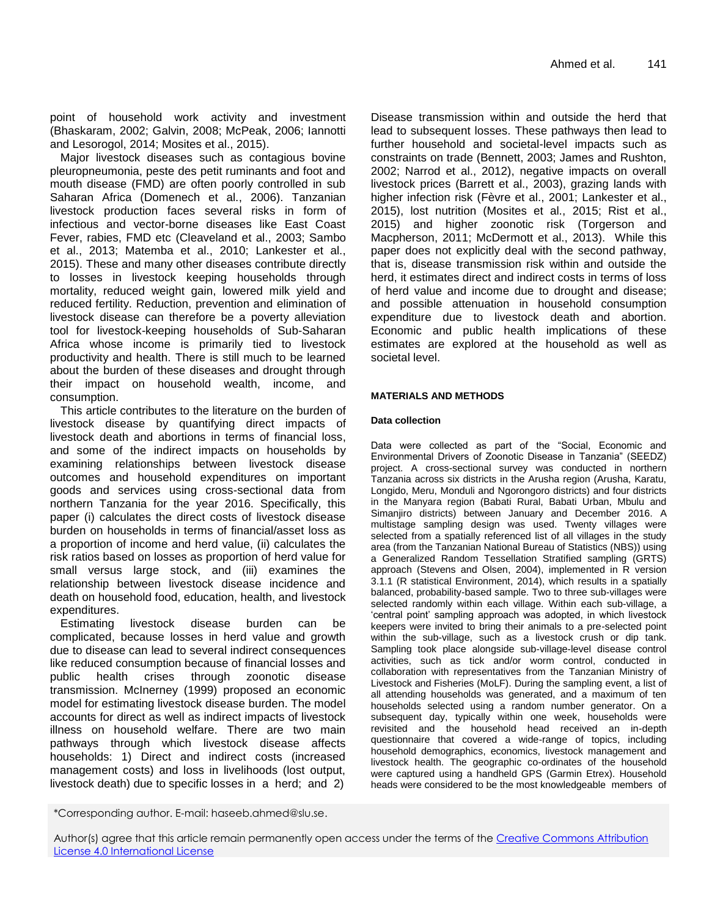point of household work activity and investment (Bhaskaram, 2002; Galvin, 2008; McPeak, 2006; Iannotti and Lesorogol, 2014; Mosites et al., 2015).

Major livestock diseases such as contagious bovine pleuropneumonia, peste des petit ruminants and foot and mouth disease (FMD) are often poorly controlled in sub Saharan Africa (Domenech et al., 2006). Tanzanian livestock production faces several risks in form of infectious and vector-borne diseases like East Coast Fever, rabies, FMD etc (Cleaveland et al., 2003; Sambo et al., 2013; Matemba et al., 2010; Lankester et al., 2015). These and many other diseases contribute directly to losses in livestock keeping households through mortality, reduced weight gain, lowered milk yield and reduced fertility. Reduction, prevention and elimination of livestock disease can therefore be a poverty alleviation tool for livestock-keeping households of Sub-Saharan Africa whose income is primarily tied to livestock productivity and health. There is still much to be learned about the burden of these diseases and drought through their impact on household wealth, income, and consumption.

This article contributes to the literature on the burden of livestock disease by quantifying direct impacts of livestock death and abortions in terms of financial loss, and some of the indirect impacts on households by examining relationships between livestock disease outcomes and household expenditures on important goods and services using cross-sectional data from northern Tanzania for the year 2016. Specifically, this paper (i) calculates the direct costs of livestock disease burden on households in terms of financial/asset loss as a proportion of income and herd value, (ii) calculates the risk ratios based on losses as proportion of herd value for small versus large stock, and (iii) examines the relationship between livestock disease incidence and death on household food, education, health, and livestock expenditures.

Estimating livestock disease burden can be complicated, because losses in herd value and growth due to disease can lead to several indirect consequences like reduced consumption because of financial losses and public health crises through zoonotic disease transmission. McInerney (1999) proposed an economic model for estimating livestock disease burden. The model accounts for direct as well as indirect impacts of livestock illness on household welfare. There are two main pathways through which livestock disease affects households: 1) Direct and indirect costs (increased management costs) and loss in livelihoods (lost output, livestock death) due to specific losses in a herd; and 2) Disease transmission within and outside the herd that lead to subsequent losses. These pathways then lead to further household and societal-level impacts such as constraints on trade (Bennett, 2003; James and Rushton, 2002; Narrod et al., 2012), negative impacts on overall livestock prices (Barrett et al., 2003), grazing lands with higher infection risk (Fèvre et al., 2001; Lankester et al., 2015), lost nutrition (Mosites et al., 2015; Rist et al., 2015) and higher zoonotic risk (Torgerson and Macpherson, 2011; McDermott et al., 2013). While this paper does not explicitly deal with the second pathway, that is, disease transmission risk within and outside the herd, it estimates direct and indirect costs in terms of loss of herd value and income due to drought and disease; and possible attenuation in household consumption expenditure due to livestock death and abortion. Economic and public health implications of these estimates are explored at the household as well as societal level.

## MATERIALS AND METHODS

### Data collection

Data were collected as part of the "Social, Economic and Environmental Drivers of Zoonotic Disease in Tanzania" (SEEDZ) project. A cross-sectional survey was conducted in northern Tanzania across six districts in the Arusha region (Arusha, Karatu, Longido, Meru, Monduli and Ngorongoro districts) and four districts in the Manyara region (Babati Rural, Babati Urban, Mbulu and Simanjiro districts) between January and December 2016. A multistage sampling design was used. Twenty villages were selected from a spatially referenced list of all villages in the study area (from the Tanzanian National Bureau of Statistics (NBS)) using a Generalized Random Tessellation Stratified sampling (GRTS) approach (Stevens and Olsen, 2004), implemented in R version 3.1.1 (R statistical Environment, 2014), which results in a spatially balanced, probability-based sample. Two to three sub-villages were selected randomly within each village. Within each sub-village, a 'central point' sampling approach was adopted, in which livestock keepers were invited to bring their animals to a pre-selected point within the sub-village, such as a livestock crush or dip tank. Sampling took place alongside sub-village-level disease control activities, such as tick and/or worm control, conducted in collaboration with representatives from the Tanzanian Ministry of Livestock and Fisheries (MoLF). During the sampling event, a list of all attending households was generated, and a maximum of ten households selected using a random number generator. On a subsequent day, typically within one week, households were revisited and the household head received an in-depth questionnaire that covered a wide-range of topics, including household demographics, economics, livestock management and livestock health. The geographic co-ordinates of the household were captured using a handheld GPS (Garmin Etrex). Household heads were considered to be the most knowledgeable members of

*Corresponding author. E-mail: haseeb.ahmed@slu.se.

Author(s) agree that this article remain permanently open access under the terms of the Creative Commons Attribution License 4.0 International License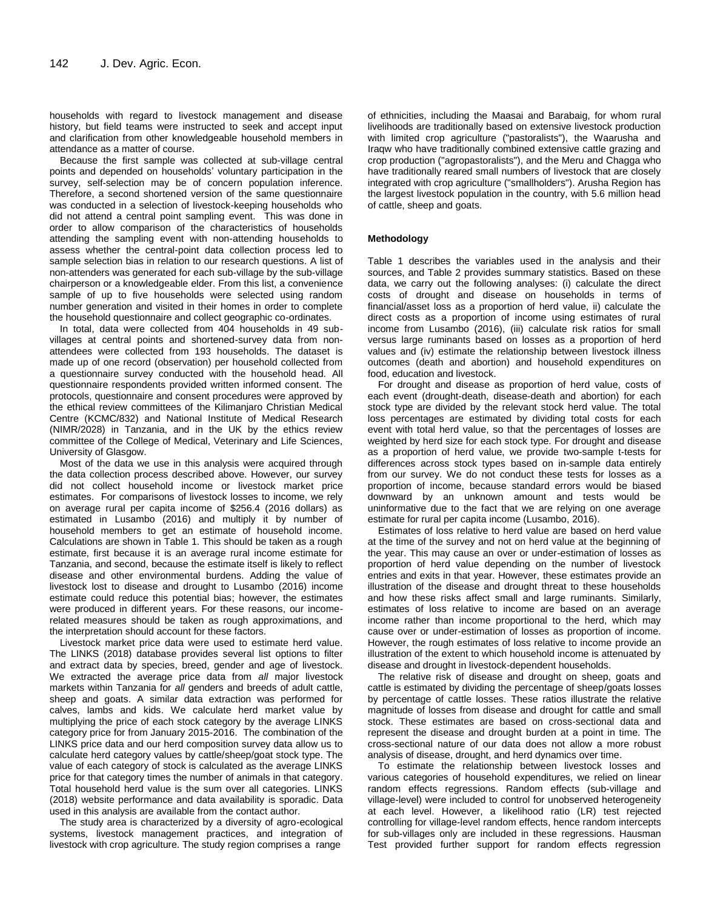households with regard to livestock management and disease history, but field teams were instructed to seek and accept input and clarification from other knowledgeable household members in attendance as a matter of course.

Because the first sample was collected at sub-village central points and depended on households' voluntary participation in the survey, self-selection may be of concern population inference. Therefore, a second shortened version of the same questionnaire was conducted in a selection of livestock-keeping households who did not attend a central point sampling event. This was done in order to allow comparison of the characteristics of households attending the sampling event with non-attending households to assess whether the central-point data collection process led to sample selection bias in relation to our research questions. A list of non-attenders was generated for each sub-village by the sub-village chairperson or a knowledgeable elder. From this list, a convenience sample of up to five households were selected using random number generation and visited in their homes in order to complete the household questionnaire and collect geographic co-ordinates.

In total, data were collected from 404 households in 49 sub-villages at central points and shortened-survey data from non-attendees were collected from 193 households. The dataset is made up of one record (observation) per household collected from a questionnaire survey conducted with the household head. All questionnaire respondents provided written informed consent. The protocols, questionnaire and consent procedures were approved by the ethical review committees of the Kilimanjaro Christian Medical Centre (KCMC/832) and National Institute of Medical Research (NIMR/2028) in Tanzania, and in the UK by the ethics review committee of the College of Medical, Veterinary and Life Sciences, University of Glasgow.

Most of the data we use in this analysis were acquired through the data collection process described above. However, our survey did not collect household income or livestock market price estimates. For comparisons of livestock losses to income, we rely on average rural per capita income of $256.4 (2016 dollars) as estimated in Lusambo (2016) and multiply it by number of household members to get an estimate of household income. Calculations are shown in Table 1. This should be taken as a rough estimate, first because it is an average rural income estimate for Tanzania, and second, because the estimate itself is likely to reflect disease and other environmental burdens. Adding the value of livestock lost to disease and drought to Lusambo (2016) income estimate could reduce this potential bias; however, the estimates were produced in different years. For these reasons, our income-related measures should be taken as rough approximations, and the interpretation should account for these factors.

Livestock market price data were used to estimate herd value. The LINKS (2018) database provides several list options to filter and extract data by species, breed, gender and age of livestock. We extracted the average price data from *all* major livestock markets within Tanzania for *all* genders and breeds of adult cattle, sheep and goats. A similar data extraction was performed for calves, lambs and kids. We calculate herd market value by multiplying the price of each stock category by the average LINKS category price for from January 2015-2016. The combination of the LINKS price data and our herd composition survey data allow us to calculate herd category values by cattle/sheep/goat stock type. The value of each category of stock is calculated as the average LINKS price for that category times the number of animals in that category. Total household herd value is the sum over all categories. LINKS (2018) website performance and data availability is sporadic. Data used in this analysis are available from the contact author.

The study area is characterized by a diversity of agro-ecological systems, livestock management practices, and integration of livestock with crop agriculture. The study region comprises a range of ethnicities, including the Maasai and Barabaig, for whom rural livelihoods are traditionally based on extensive livestock production with limited crop agriculture ("pastoralists"), the Waarusha and Iraqw who have traditionally combined extensive cattle grazing and crop production ("agropastoralists"), and the Meru and Chagga who have traditionally reared small numbers of livestock that are closely integrated with crop agriculture ("smallholders"). Arusha Region has the largest livestock population in the country, with 5.6 million head of cattle, sheep and goats.

## Methodology

Table 1 describes the variables used in the analysis and their sources, and Table 2 provides summary statistics. Based on these data, we carry out the following analyses: (i) calculate the direct costs of drought and disease on households in terms of financial/asset loss as a proportion of herd value, ii) calculate the direct costs as a proportion of income using estimates of rural income from Lusambo (2016), (iii) calculate risk ratios for small versus large ruminants based on losses as a proportion of herd values and (iv) estimate the relationship between livestock illness outcomes (death and abortion) and household expenditures on food, education and livestock.

For drought and disease as proportion of herd value, costs of each event (drought-death, disease-death and abortion) for each stock type are divided by the relevant stock herd value. The total loss percentages are estimated by dividing total costs for each event with total herd value, so that the percentages of losses are weighted by herd size for each stock type. For drought and disease as a proportion of herd value, we provide two-sample t-tests for differences across stock types based on in-sample data entirely from our survey. We do not conduct these tests for losses as a proportion of income, because standard errors would be biased downward by an unknown amount and tests would be uninformative due to the fact that we are relying on one average estimate for rural per capita income (Lusambo, 2016).

Estimates of loss relative to herd value are based on herd value at the time of the survey and not on herd value at the beginning of the year. This may cause an over or under-estimation of losses as proportion of herd value depending on the number of livestock entries and exits in that year. However, these estimates provide an illustration of the disease and drought threat to these households and how these risks affect small and large ruminants. Similarly, estimates of loss relative to income are based on an average income rather than income proportional to the herd, which may cause over or under-estimation of losses as proportion of income. However, the rough estimates of loss relative to income provide an illustration of the extent to which household income is attenuated by disease and drought in livestock-dependent households.

The relative risk of disease and drought on sheep, goats and cattle is estimated by dividing the percentage of sheep/goats losses by percentage of cattle losses. These ratios illustrate the relative magnitude of losses from disease and drought for cattle and small stock. These estimates are based on cross-sectional data and represent the disease and drought burden at a point in time. The cross-sectional nature of our data does not allow a more robust analysis of disease, drought, and herd dynamics over time.

To estimate the relationship between livestock losses and various categories of household expenditures, we relied on linear random effects regressions. Random effects (sub-village and village-level) were included to control for unobserved heterogeneity at each level. However, a likelihood ratio (LR) test rejected controlling for village-level random effects, hence random intercepts for sub-villages only are included in these regressions. Hausman Test provided further support for random effects regression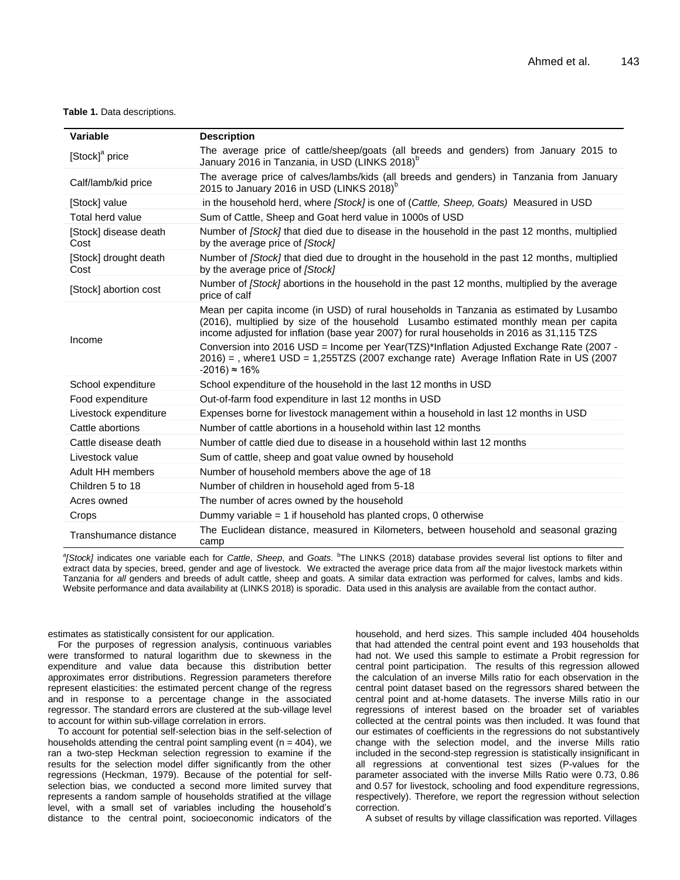**Table 1.** Data descriptions.

| Variable | Description |
|---|---|
| [Stock][a] price | The average price of cattle/sheep/goats (all breeds and genders) from January 2015 to January 2016 in Tanzania, in USD (LINKS 2018)[b] |
| Calf/lamb/kid price | The average price of calves/lambs/kids (all breeds and genders) in Tanzania from January 2015 to January 2016 in USD (LINKS 2018)[b] |
| [Stock] value | in the household herd, where *[Stock]* is one of (*Cattle, Sheep, Goats)* Measured in USD |
| Total herd value | Sum of Cattle, Sheep and Goat herd value in 1000s of USD |
| [Stock] disease death Cost | Number of *[Stock]* that died due to disease in the household in the past 12 months, multiplied by the average price of *[Stock]* |
| [Stock] drought death Cost | Number of *[Stock]* that died due to drought in the household in the past 12 months, multiplied by the average price of *[Stock]* |
| [Stock] abortion cost | Number of *[Stock]* abortions in the household in the past 12 months, multiplied by the average price of calf |
| Income | Mean per capita income (in USD) of rural households in Tanzania as estimated by Lusambo (2016), multiplied by size of the household Lusambo estimated monthly mean per capita income adjusted for inflation (base year 2007) for rural households in 2016 as 31,115 TZS<br>Conversion into 2016 USD = Income per Year(TZS)*Inflation Adjusted Exchange Rate (2007 - 2016) = , where1 USD = 1,255TZS (2007 exchange rate) Average Inflation Rate in US (2007 -2016) ≈ 16% |
| School expenditure | School expenditure of the household in the last 12 months in USD |
| Food expenditure | Out-of-farm food expenditure in last 12 months in USD |
| Livestock expenditure | Expenses borne for livestock management within a household in last 12 months in USD |
| Cattle abortions | Number of cattle abortions in a household within last 12 months |
| Cattle disease death | Number of cattle died due to disease in a household within last 12 months |
| Livestock value | Sum of cattle, sheep and goat value owned by household |
| Adult HH members | Number of household members above the age of 18 |
| Children 5 to 18 | Number of children in household aged from 5-18 |
| Acres owned | The number of acres owned by the household |
| Crops | Dummy variable = 1 if household has planted crops, 0 otherwise |
| Transhumance distance | The Euclidean distance, measured in Kilometers, between household and seasonal grazing camp |

[a]*[Stock]* indicates one variable each for *Cattle*, *Sheep*, and *Goats*. [b]The LINKS (2018) database provides several list options to filter and extract data by species, breed, gender and age of livestock. We extracted the average price data from *all* the major livestock markets within Tanzania for *all* genders and breeds of adult cattle, sheep and goats. A similar data extraction was performed for calves, lambs and kids. Website performance and data availability at (LINKS 2018) is sporadic. Data used in this analysis are available from the contact author.

estimates as statistically consistent for our application.

For the purposes of regression analysis, continuous variables were transformed to natural logarithm due to skewness in the expenditure and value data because this distribution better approximates error distributions. Regression parameters therefore represent elasticities: the estimated percent change of the regress and in response to a percentage change in the associated regressor. The standard errors are clustered at the sub-village level to account for within sub-village correlation in errors.

To account for potential self-selection bias in the self-selection of households attending the central point sampling event (n = 404), we ran a two-step Heckman selection regression to examine if the results for the selection model differ significantly from the other regressions (Heckman, 1979). Because of the potential for self-selection bias, we conducted a second more limited survey that represents a random sample of households stratified at the village level, with a small set of variables including the household's distance to the central point, socioeconomic indicators of the household, and herd sizes. This sample included 404 households that had attended the central point event and 193 households that had not. We used this sample to estimate a Probit regression for central point participation. The results of this regression allowed the calculation of an inverse Mills ratio for each observation in the central point dataset based on the regressors shared between the central point and at-home datasets. The inverse Mills ratio in our regressions of interest based on the broader set of variables collected at the central points was then included. It was found that our estimates of coefficients in the regressions do not substantively change with the selection model, and the inverse Mills ratio included in the second-step regression is statistically insignificant in all regressions at conventional test sizes (P-values for the parameter associated with the inverse Mills Ratio were 0.73, 0.86 and 0.57 for livestock, schooling and food expenditure regressions, respectively). Therefore, we report the regression without selection correction.

A subset of results by village classification was reported. Villages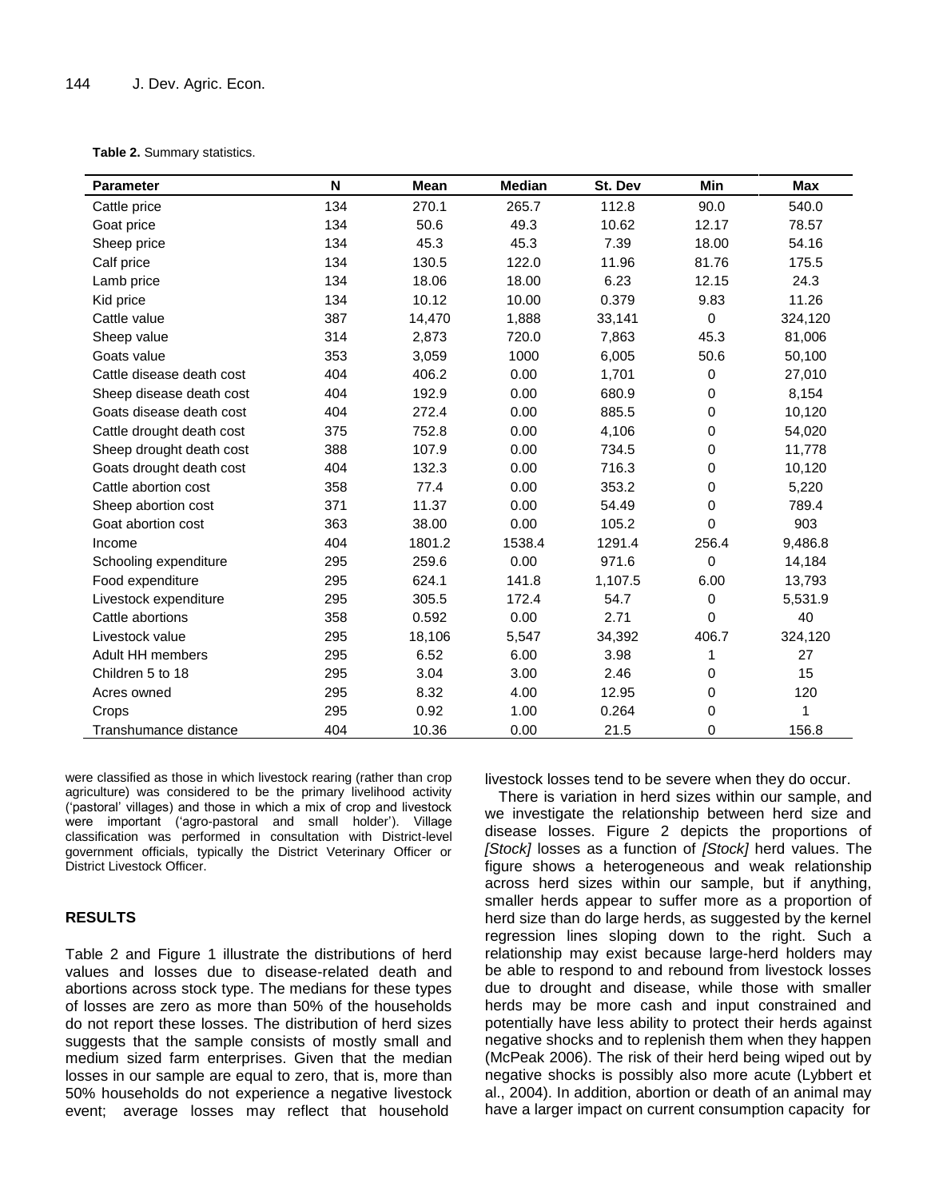**Table 2.** Summary statistics.

| Parameter | N | Mean | Median | St. Dev | Min | Max |
|---|---|---|---|---|---|---|
| Cattle price | 134 | 270.1 | 265.7 | 112.8 | 90.0 | 540.0 |
| Goat price | 134 | 50.6 | 49.3 | 10.62 | 12.17 | 78.57 |
| Sheep price | 134 | 45.3 | 45.3 | 7.39 | 18.00 | 54.16 |
| Calf price | 134 | 130.5 | 122.0 | 11.96 | 81.76 | 175.5 |
| Lamb price | 134 | 18.06 | 18.00 | 6.23 | 12.15 | 24.3 |
| Kid price | 134 | 10.12 | 10.00 | 0.379 | 9.83 | 11.26 |
| Cattle value | 387 | 14,470 | 1,888 | 33,141 | 0 | 324,120 |
| Sheep value | 314 | 2,873 | 720.0 | 7,863 | 45.3 | 81,006 |
| Goats value | 353 | 3,059 | 1000 | 6,005 | 50.6 | 50,100 |
| Cattle disease death cost | 404 | 406.2 | 0.00 | 1,701 | 0 | 27,010 |
| Sheep disease death cost | 404 | 192.9 | 0.00 | 680.9 | 0 | 8,154 |
| Goats disease death cost | 404 | 272.4 | 0.00 | 885.5 | 0 | 10,120 |
| Cattle drought death cost | 375 | 752.8 | 0.00 | 4,106 | 0 | 54,020 |
| Sheep drought death cost | 388 | 107.9 | 0.00 | 734.5 | 0 | 11,778 |
| Goats drought death cost | 404 | 132.3 | 0.00 | 716.3 | 0 | 10,120 |
| Cattle abortion cost | 358 | 77.4 | 0.00 | 353.2 | 0 | 5,220 |
| Sheep abortion cost | 371 | 11.37 | 0.00 | 54.49 | 0 | 789.4 |
| Goat abortion cost | 363 | 38.00 | 0.00 | 105.2 | 0 | 903 |
| Income | 404 | 1801.2 | 1538.4 | 1291.4 | 256.4 | 9,486.8 |
| Schooling expenditure | 295 | 259.6 | 0.00 | 971.6 | 0 | 14,184 |
| Food expenditure | 295 | 624.1 | 141.8 | 1,107.5 | 6.00 | 13,793 |
| Livestock expenditure | 295 | 305.5 | 172.4 | 54.7 | 0 | 5,531.9 |
| Cattle abortions | 358 | 0.592 | 0.00 | 2.71 | 0 | 40 |
| Livestock value | 295 | 18,106 | 5,547 | 34,392 | 406.7 | 324,120 |
| Adult HH members | 295 | 6.52 | 6.00 | 3.98 | 1 | 27 |
| Children 5 to 18 | 295 | 3.04 | 3.00 | 2.46 | 0 | 15 |
| Acres owned | 295 | 8.32 | 4.00 | 12.95 | 0 | 120 |
| Crops | 295 | 0.92 | 1.00 | 0.264 | 0 | 1 |
| Transhumance distance | 404 | 10.36 | 0.00 | 21.5 | 0 | 156.8 |

were classified as those in which livestock rearing (rather than crop agriculture) was considered to be the primary livelihood activity ('pastoral' villages) and those in which a mix of crop and livestock were important ('agro-pastoral and small holder'). Village classification was performed in consultation with District-level government officials, typically the District Veterinary Officer or District Livestock Officer.

## RESULTS

Table 2 and Figure 1 illustrate the distributions of herd values and losses due to disease-related death and abortions across stock type. The medians for these types of losses are zero as more than 50% of the households do not report these losses. The distribution of herd sizes suggests that the sample consists of mostly small and medium sized farm enterprises. Given that the median losses in our sample are equal to zero, that is, more than 50% households do not experience a negative livestock event; average losses may reflect that household livestock losses tend to be severe when they do occur.

There is variation in herd sizes within our sample, and we investigate the relationship between herd size and disease losses. Figure 2 depicts the proportions of *[Stock]* losses as a function of *[Stock]* herd values. The figure shows a heterogeneous and weak relationship across herd sizes within our sample, but if anything, smaller herds appear to suffer more as a proportion of herd size than do large herds, as suggested by the kernel regression lines sloping down to the right. Such a relationship may exist because large-herd holders may be able to respond to and rebound from livestock losses due to drought and disease, while those with smaller herds may be more cash and input constrained and potentially have less ability to protect their herds against negative shocks and to replenish them when they happen (McPeak 2006). The risk of their herd being wiped out by negative shocks is possibly also more acute (Lybbert et al., 2004). In addition, abortion or death of an animal may have a larger impact on current consumption capacity for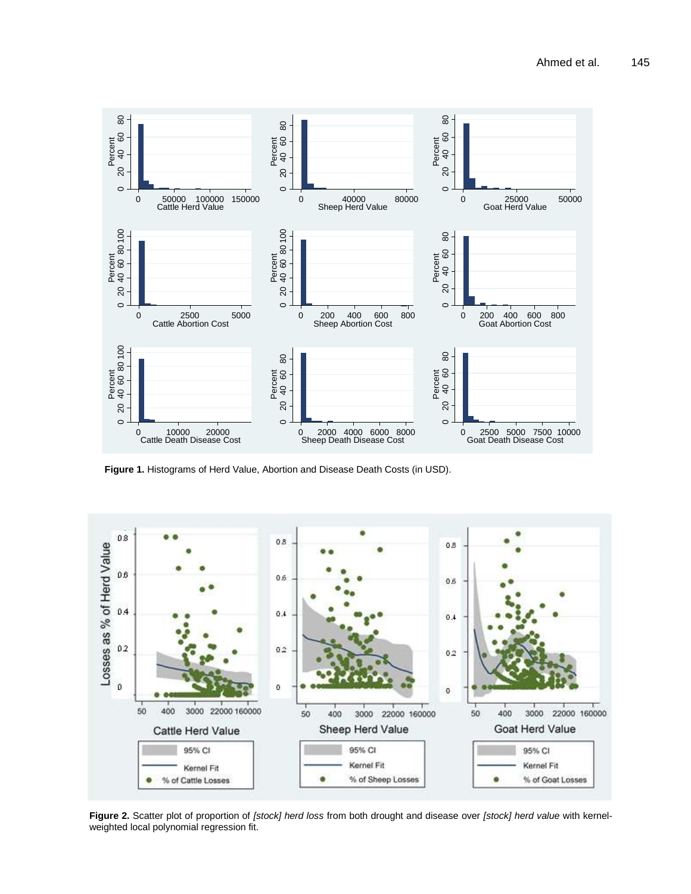**Figure 1.** Histograms of Herd Value, Abortion and Disease Death Costs (in USD).

**Figure 2.** Scatter plot of proportion of *[stock] herd loss* from both drought and disease over *[stock] herd value* with kernel-weighted local polynomial regression fit.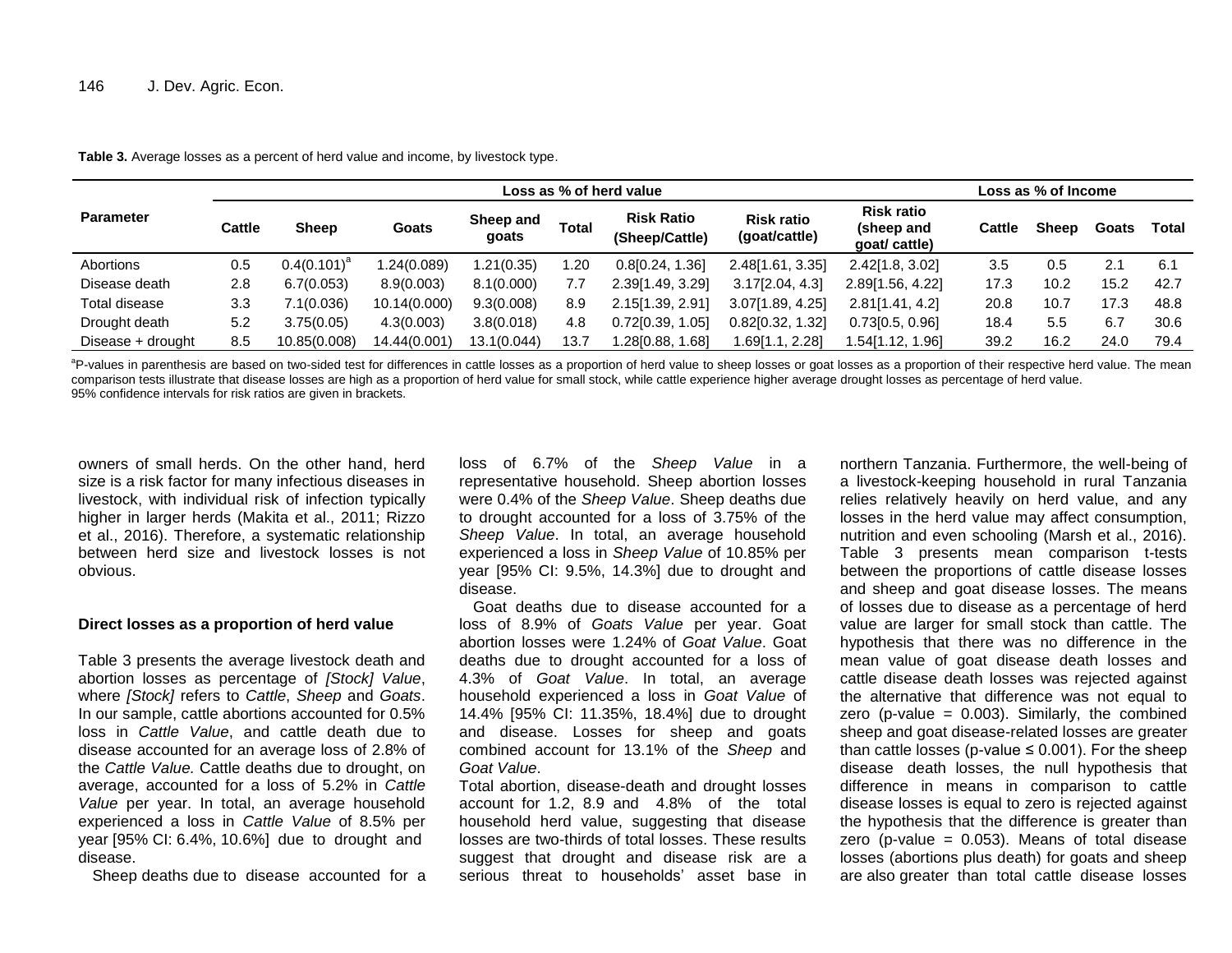**Table 3.** Average losses as a percent of herd value and income, by livestock type.

| Parameter | Loss as % of herd value | | | | | | | | Loss as % of Income | | | |
|---|---|---|---|---|---|---|---|---|---|---|---|---|
| | Cattle | Sheep | Goats | Sheep and goats | Total | Risk Ratio (Sheep/Cattle) | Risk ratio (goat/cattle) | Risk ratio (sheep and goat/ cattle) | Cattle | Sheep | Goats | Total |
| Abortions | 0.5 | 0.4(0.101)[a] | 1.24(0.089) | 1.21(0.35) | 1.20 | 0.8[0.24, 1.36] | 2.48[1.61, 3.35] | 2.42[1.8, 3.02] | 3.5 | 0.5 | 2.1 | 6.1 |
| Disease death | 2.8 | 6.7(0.053) | 8.9(0.003) | 8.1(0.000) | 7.7 | 2.39[1.49, 3.29] | 3.17[2.04, 4.3] | 2.89[1.56, 4.22] | 17.3 | 10.2 | 15.2 | 42.7 |
| Total disease | 3.3 | 7.1(0.036) | 10.14(0.000) | 9.3(0.008) | 8.9 | 2.15[1.39, 2.91] | 3.07[1.89, 4.25] | 2.81[1.41, 4.2] | 20.8 | 10.7 | 17.3 | 48.8 |
| Drought death | 5.2 | 3.75(0.05) | 4.3(0.003) | 3.8(0.018) | 4.8 | 0.72[0.39, 1.05] | 0.82[0.32, 1.32] | 0.73[0.5, 0.96] | 18.4 | 5.5 | 6.7 | 30.6 |
| Disease + drought | 8.5 | 10.85(0.008) | 14.44(0.001) | 13.1(0.044) | 13.7 | 1.28[0.88, 1.68] | 1.69[1.1, 2.28] | 1.54[1.12, 1.96] | 39.2 | 16.2 | 24.0 | 79.4 |

[a]P-values in parenthesis are based on two-sided test for differences in cattle losses as a proportion of herd value to sheep losses or goat losses as a proportion of their respective herd value. The mean comparison tests illustrate that disease losses are high as a proportion of herd value for small stock, while cattle experience higher average drought losses as percentage of herd value.
95% confidence intervals for risk ratios are given in brackets.

owners of small herds. On the other hand, herd size is a risk factor for many infectious diseases in livestock, with individual risk of infection typically higher in larger herds (Makita et al., 2011; Rizzo et al., 2016). Therefore, a systematic relationship between herd size and livestock losses is not obvious.

### Direct losses as a proportion of herd value

Table 3 presents the average livestock death and abortion losses as percentage of *[Stock] Value*, where *[Stock]* refers to *Cattle*, *Sheep* and *Goats*. In our sample, cattle abortions accounted for 0.5% loss in *Cattle Value*, and cattle death due to disease accounted for an average loss of 2.8% of the *Cattle Value.* Cattle deaths due to drought, on average, accounted for a loss of 5.2% in *Cattle Value* per year. In total, an average household experienced a loss in *Cattle Value* of 8.5% per year [95% CI: 6.4%, 10.6%] due to drought and disease.

Sheep deaths due to disease accounted for a loss of 6.7% of the *Sheep Value* in a representative household. Sheep abortion losses were 0.4% of the *Sheep Value*. Sheep deaths due to drought accounted for a loss of 3.75% of the *Sheep Value*. In total, an average household experienced a loss in *Sheep Value* of 10.85% per year [95% CI: 9.5%, 14.3%] due to drought and disease.

Goat deaths due to disease accounted for a loss of 8.9% of *Goats Value* per year. Goat abortion losses were 1.24% of *Goat Value*. Goat deaths due to drought accounted for a loss of 4.3% of *Goat Value*. In total, an average household experienced a loss in *Goat Value* of 14.4% [95% CI: 11.35%, 18.4%] due to drought and disease. Losses for sheep and goats combined account for 13.1% of the *Sheep* and *Goat Value*.

Total abortion, disease-death and drought losses account for 1.2, 8.9 and 4.8% of the total household herd value, suggesting that disease losses are two-thirds of total losses. These results suggest that drought and disease risk are a serious threat to households' asset base in northern Tanzania. Furthermore, the well-being of a livestock-keeping household in rural Tanzania relies relatively heavily on herd value, and any losses in the herd value may affect consumption, nutrition and even schooling (Marsh et al., 2016). Table 3 presents mean comparison t-tests between the proportions of cattle disease losses and sheep and goat disease losses. The means of losses due to disease as a percentage of herd value are larger for small stock than cattle. The hypothesis that there was no difference in the mean value of goat disease death losses and cattle disease death losses was rejected against the alternative that difference was not equal to zero (p-value = 0.003). Similarly, the combined sheep and goat disease-related losses are greater than cattle losses (p-value ≤ 0.001). For the sheep disease death losses, the null hypothesis that difference in means in comparison to cattle disease losses is equal to zero is rejected against the hypothesis that the difference is greater than zero (p-value = 0.053). Means of total disease losses (abortions plus death) for goats and sheep are also greater than total cattle disease losses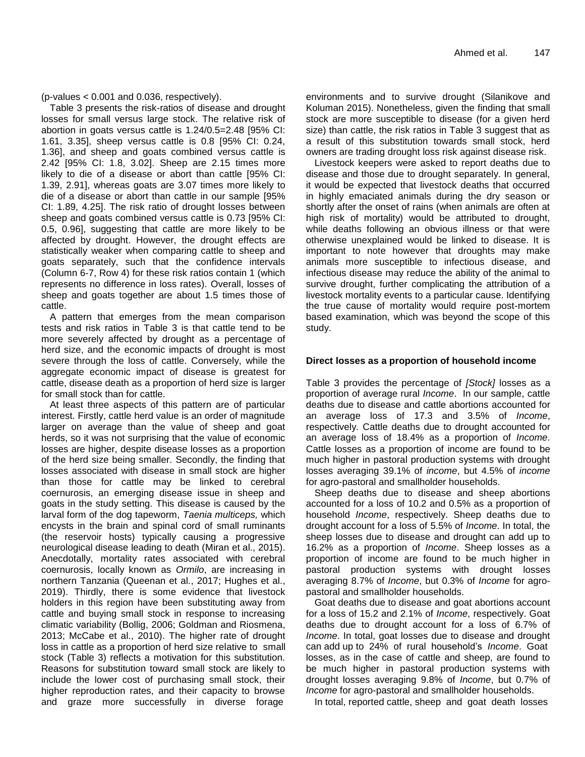(p-values < 0.001 and 0.036, respectively).

Table 3 presents the risk-ratios of disease and drought losses for small versus large stock. The relative risk of abortion in goats versus cattle is 1.24/0.5=2.48 [95% CI: 1.61, 3.35], sheep versus cattle is 0.8 [95% CI: 0.24, 1.36], and sheep and goats combined versus cattle is 2.42 [95% CI: 1.8, 3.02]. Sheep are 2.15 times more likely to die of a disease or abort than cattle [95% CI: 1.39, 2.91], whereas goats are 3.07 times more likely to die of a disease or abort than cattle in our sample [95% CI: 1.89, 4.25]. The risk ratio of drought losses between sheep and goats combined versus cattle is 0.73 [95% CI: 0.5, 0.96], suggesting that cattle are more likely to be affected by drought. However, the drought effects are statistically weaker when comparing cattle to sheep and goats separately, such that the confidence intervals (Column 6-7, Row 4) for these risk ratios contain 1 (which represents no difference in loss rates). Overall, losses of sheep and goats together are about 1.5 times those of cattle.

A pattern that emerges from the mean comparison tests and risk ratios in Table 3 is that cattle tend to be more severely affected by drought as a percentage of herd size, and the economic impacts of drought is most severe through the loss of cattle. Conversely, while the aggregate economic impact of disease is greatest for cattle, disease death as a proportion of herd size is larger for small stock than for cattle.

At least three aspects of this pattern are of particular interest. Firstly, cattle herd value is an order of magnitude larger on average than the value of sheep and goat herds, so it was not surprising that the value of economic losses are higher, despite disease losses as a proportion of the herd size being smaller. Secondly, the finding that losses associated with disease in small stock are higher than those for cattle may be linked to cerebral coernurosis, an emerging disease issue in sheep and goats in the study setting. This disease is caused by the larval form of the dog tapeworm, *Taenia multiceps,* which encysts in the brain and spinal cord of small ruminants (the reservoir hosts) typically causing a progressive neurological disease leading to death (Miran et al., 2015). Anecdotally, mortality rates associated with cerebral coernurosis, locally known as *Ormilo*, are increasing in northern Tanzania (Queenan et al., 2017; Hughes et al., 2019). Thirdly, there is some evidence that livestock holders in this region have been substituting away from cattle and buying small stock in response to increasing climatic variability (Bollig, 2006; Goldman and Riosmena, 2013; McCabe et al., 2010). The higher rate of drought loss in cattle as a proportion of herd size relative to small stock (Table 3) reflects a motivation for this substitution. Reasons for substitution toward small stock are likely to include the lower cost of purchasing small stock, their higher reproduction rates, and their capacity to browse and graze more successfully in diverse forage environments and to survive drought (Silanikove and Koluman 2015). Nonetheless, given the finding that small stock are more susceptible to disease (for a given herd size) than cattle, the risk ratios in Table 3 suggest that as a result of this substitution towards small stock, herd owners are trading drought loss risk against disease risk.

Livestock keepers were asked to report deaths due to disease and those due to drought separately. In general, it would be expected that livestock deaths that occurred in highly emaciated animals during the dry season or shortly after the onset of rains (when animals are often at high risk of mortality) would be attributed to drought, while deaths following an obvious illness or that were otherwise unexplained would be linked to disease. It is important to note however that droughts may make animals more susceptible to infectious disease, and infectious disease may reduce the ability of the animal to survive drought, further complicating the attribution of a livestock mortality events to a particular cause. Identifying the true cause of mortality would require post-mortem based examination, which was beyond the scope of this study.

## Direct losses as a proportion of household income

Table 3 provides the percentage of *[Stock]* losses as a proportion of average rural *Income*. In our sample, cattle deaths due to disease and cattle abortions accounted for an average loss of 17.3 and 3.5% of *Income*, respectively. Cattle deaths due to drought accounted for an average loss of 18.4% as a proportion of *Income*. Cattle losses as a proportion of income are found to be much higher in pastoral production systems with drought losses averaging 39.1% of *income*, but 4.5% of *income* for agro-pastoral and smallholder households.

Sheep deaths due to disease and sheep abortions accounted for a loss of 10.2 and 0.5% as a proportion of household *Income*, respectively. Sheep deaths due to drought account for a loss of 5.5% of *Income*. In total, the sheep losses due to disease and drought can add up to 16.2% as a proportion of *Income*. Sheep losses as a proportion of income are found to be much higher in pastoral production systems with drought losses averaging 8.7% of *Income*, but 0.3% of *Income* for agro-pastoral and smallholder households.

Goat deaths due to disease and goat abortions account for a loss of 15.2 and 2.1% of *Income*, respectively. Goat deaths due to drought account for a loss of 6.7% of *Income*. In total, goat losses due to disease and drought can add up to 24% of rural household's *Income*. Goat losses, as in the case of cattle and sheep, are found to be much higher in pastoral production systems with drought losses averaging 9.8% of *Income*, but 0.7% of *Income* for agro-pastoral and smallholder households.

In total, reported cattle, sheep and goat death losses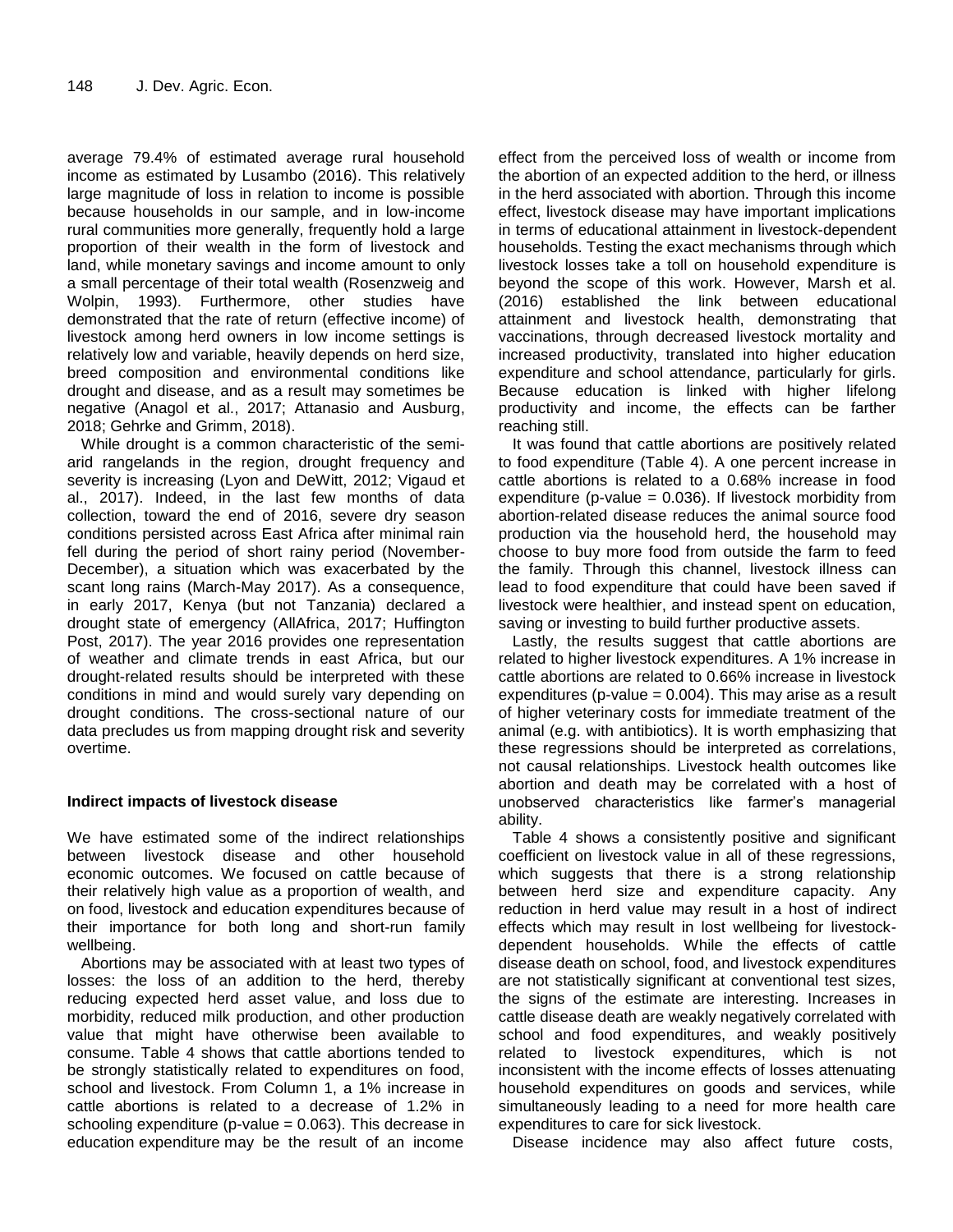average 79.4% of estimated average rural household income as estimated by Lusambo (2016). This relatively large magnitude of loss in relation to income is possible because households in our sample, and in low-income rural communities more generally, frequently hold a large proportion of their wealth in the form of livestock and land, while monetary savings and income amount to only a small percentage of their total wealth (Rosenzweig and Wolpin, 1993). Furthermore, other studies have demonstrated that the rate of return (effective income) of livestock among herd owners in low income settings is relatively low and variable, heavily depends on herd size, breed composition and environmental conditions like drought and disease, and as a result may sometimes be negative (Anagol et al., 2017; Attanasio and Ausburg, 2018; Gehrke and Grimm, 2018).

While drought is a common characteristic of the semi-arid rangelands in the region, drought frequency and severity is increasing (Lyon and DeWitt, 2012; Vigaud et al., 2017). Indeed, in the last few months of data collection, toward the end of 2016, severe dry season conditions persisted across East Africa after minimal rain fell during the period of short rainy period (November-December), a situation which was exacerbated by the scant long rains (March-May 2017). As a consequence, in early 2017, Kenya (but not Tanzania) declared a drought state of emergency (AllAfrica, 2017; Huffington Post, 2017). The year 2016 provides one representation of weather and climate trends in east Africa, but our drought-related results should be interpreted with these conditions in mind and would surely vary depending on drought conditions. The cross-sectional nature of our data precludes us from mapping drought risk and severity overtime.

### Indirect impacts of livestock disease

We have estimated some of the indirect relationships between livestock disease and other household economic outcomes. We focused on cattle because of their relatively high value as a proportion of wealth, and on food, livestock and education expenditures because of their importance for both long and short-run family wellbeing.

Abortions may be associated with at least two types of losses: the loss of an addition to the herd, thereby reducing expected herd asset value, and loss due to morbidity, reduced milk production, and other production value that might have otherwise been available to consume. Table 4 shows that cattle abortions tended to be strongly statistically related to expenditures on food, school and livestock. From Column 1, a 1% increase in cattle abortions is related to a decrease of 1.2% in schooling expenditure (p-value = 0.063). This decrease in education expenditure may be the result of an income effect from the perceived loss of wealth or income from the abortion of an expected addition to the herd, or illness in the herd associated with abortion. Through this income effect, livestock disease may have important implications in terms of educational attainment in livestock-dependent households. Testing the exact mechanisms through which livestock losses take a toll on household expenditure is beyond the scope of this work. However, Marsh et al. (2016) established the link between educational attainment and livestock health, demonstrating that vaccinations, through decreased livestock mortality and increased productivity, translated into higher education expenditure and school attendance, particularly for girls. Because education is linked with higher lifelong productivity and income, the effects can be farther reaching still.

It was found that cattle abortions are positively related to food expenditure (Table 4). A one percent increase in cattle abortions is related to a 0.68% increase in food expenditure (p-value = 0.036). If livestock morbidity from abortion-related disease reduces the animal source food production via the household herd, the household may choose to buy more food from outside the farm to feed the family. Through this channel, livestock illness can lead to food expenditure that could have been saved if livestock were healthier, and instead spent on education, saving or investing to build further productive assets.

Lastly, the results suggest that cattle abortions are related to higher livestock expenditures. A 1% increase in cattle abortions are related to 0.66% increase in livestock expenditures (p-value = 0.004). This may arise as a result of higher veterinary costs for immediate treatment of the animal (e.g. with antibiotics). It is worth emphasizing that these regressions should be interpreted as correlations, not causal relationships. Livestock health outcomes like abortion and death may be correlated with a host of unobserved characteristics like farmer's managerial ability.

Table 4 shows a consistently positive and significant coefficient on livestock value in all of these regressions, which suggests that there is a strong relationship between herd size and expenditure capacity. Any reduction in herd value may result in a host of indirect effects which may result in lost wellbeing for livestock-dependent households. While the effects of cattle disease death on school, food, and livestock expenditures are not statistically significant at conventional test sizes, the signs of the estimate are interesting. Increases in cattle disease death are weakly negatively correlated with school and food expenditures, and weakly positively related to livestock expenditures, which is not inconsistent with the income effects of losses attenuating household expenditures on goods and services, while simultaneously leading to a need for more health care expenditures to care for sick livestock.

Disease incidence may also affect future costs,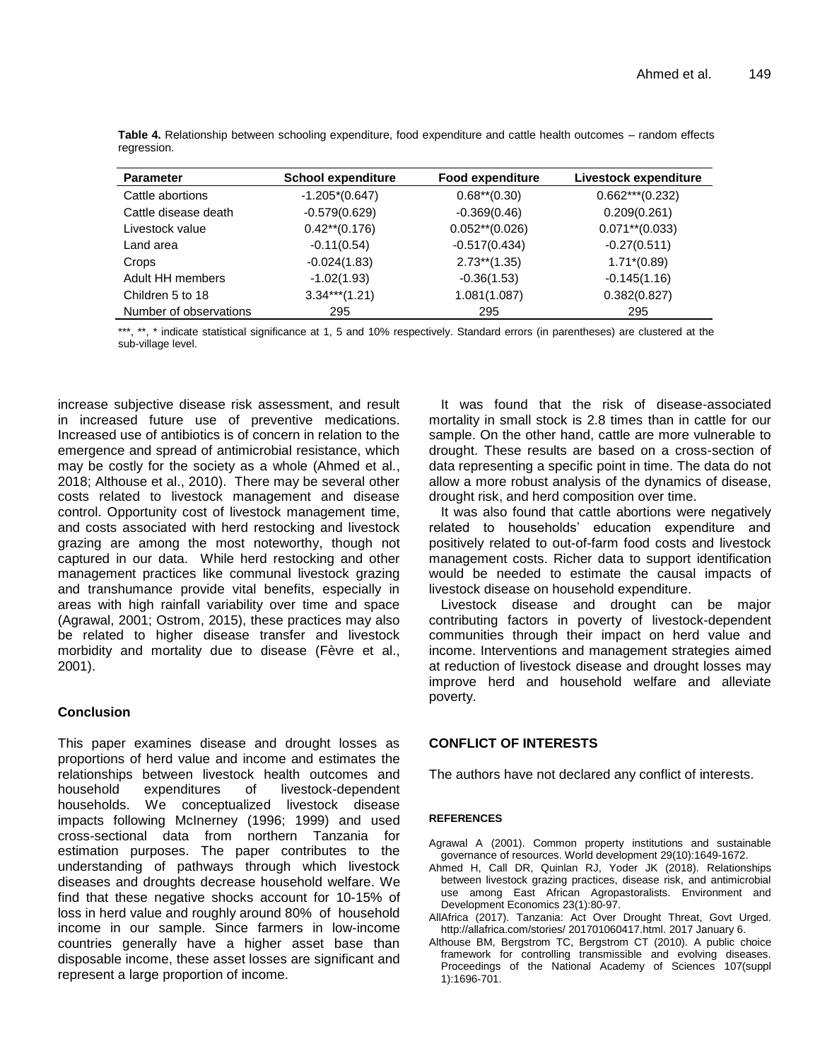**Table 4.** Relationship between schooling expenditure, food expenditure and cattle health outcomes – random effects regression.

| Parameter | School expenditure | Food expenditure | Livestock expenditure |
|---|---|---|---|
| Cattle abortions | -1.205*(0.647) | 0.68**(0.30) | 0.662***(0.232) |
| Cattle disease death | -0.579(0.629) | -0.369(0.46) | 0.209(0.261) |
| Livestock value | 0.42**(0.176) | 0.052**(0.026) | 0.071**(0.033) |
| Land area | -0.11(0.54) | -0.517(0.434) | -0.27(0.511) |
| Crops | -0.024(1.83) | 2.73**(1.35) | 1.71*(0.89) |
| Adult HH members | -1.02(1.93) | -0.36(1.53) | -0.145(1.16) |
| Children 5 to 18 | 3.34***(1.21) | 1.081(1.087) | 0.382(0.827) |
| Number of observations | 295 | 295 | 295 |

***, **, * indicate statistical significance at 1, 5 and 10% respectively. Standard errors (in parentheses) are clustered at the sub-village level.

increase subjective disease risk assessment, and result in increased future use of preventive medications. Increased use of antibiotics is of concern in relation to the emergence and spread of antimicrobial resistance, which may be costly for the society as a whole (Ahmed et al., 2018; Althouse et al., 2010). There may be several other costs related to livestock management and disease control. Opportunity cost of livestock management time, and costs associated with herd restocking and livestock grazing are among the most noteworthy, though not captured in our data. While herd restocking and other management practices like communal livestock grazing and transhumance provide vital benefits, especially in areas with high rainfall variability over time and space (Agrawal, 2001; Ostrom, 2015), these practices may also be related to higher disease transfer and livestock morbidity and mortality due to disease (Fèvre et al., 2001).

## Conclusion

This paper examines disease and drought losses as proportions of herd value and income and estimates the relationships between livestock health outcomes and household expenditures of livestock-dependent households. We conceptualized livestock disease impacts following McInerney (1996; 1999) and used cross-sectional data from northern Tanzania for estimation purposes. The paper contributes to the understanding of pathways through which livestock diseases and droughts decrease household welfare. We find that these negative shocks account for 10-15% of loss in herd value and roughly around 80% of household income in our sample. Since farmers in low-income countries generally have a higher asset base than disposable income, these asset losses are significant and represent a large proportion of income.

It was found that the risk of disease-associated mortality in small stock is 2.8 times than in cattle for our sample. On the other hand, cattle are more vulnerable to drought. These results are based on a cross-section of data representing a specific point in time. The data do not allow a more robust analysis of the dynamics of disease, drought risk, and herd composition over time.

It was also found that cattle abortions were negatively related to households' education expenditure and positively related to out-of-farm food costs and livestock management costs. Richer data to support identification would be needed to estimate the causal impacts of livestock disease on household expenditure.

Livestock disease and drought can be major contributing factors in poverty of livestock-dependent communities through their impact on herd value and income. Interventions and management strategies aimed at reduction of livestock disease and drought losses may improve herd and household welfare and alleviate poverty.

## CONFLICT OF INTERESTS

The authors have not declared any conflict of interests.

## REFERENCES

Agrawal A (2001). Common property institutions and sustainable governance of resources. World development 29(10):1649-1672.

Ahmed H, Call DR, Quinlan RJ, Yoder JK (2018). Relationships between livestock grazing practices, disease risk, and antimicrobial use among East African Agropastoralists. Environment and Development Economics 23(1):80-97.

AllAfrica (2017). Tanzania: Act Over Drought Threat, Govt Urged. http://allafrica.com/stories/ 201701060417.html. 2017 January 6.

Althouse BM, Bergstrom TC, Bergstrom CT (2010). A public choice framework for controlling transmissible and evolving diseases. Proceedings of the National Academy of Sciences 107(suppl 1):1696-701.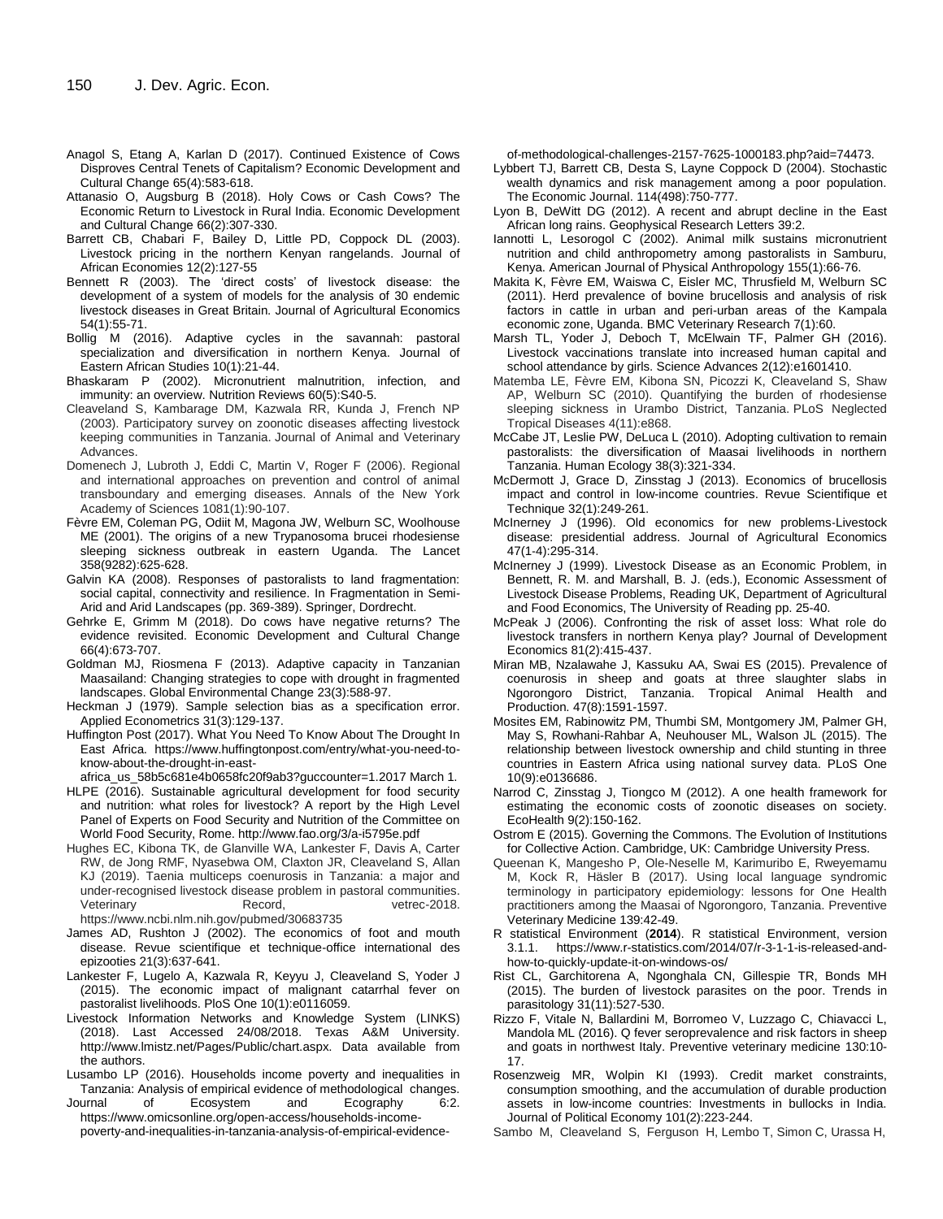Anagol S, Etang A, Karlan D (2017). Continued Existence of Cows Disproves Central Tenets of Capitalism? Economic Development and Cultural Change 65(4):583-618.

Attanasio O, Augsburg B (2018). Holy Cows or Cash Cows? The Economic Return to Livestock in Rural India. Economic Development and Cultural Change 66(2):307-330.

Barrett CB, Chabari F, Bailey D, Little PD, Coppock DL (2003). Livestock pricing in the northern Kenyan rangelands. Journal of African Economies 12(2):127-55

Bennett R (2003). The 'direct costs' of livestock disease: the development of a system of models for the analysis of 30 endemic livestock diseases in Great Britain. Journal of Agricultural Economics 54(1):55-71.

Bollig M (2016). Adaptive cycles in the savannah: pastoral specialization and diversification in northern Kenya. Journal of Eastern African Studies 10(1):21-44.

Bhaskaram P (2002). Micronutrient malnutrition, infection, and immunity: an overview. Nutrition Reviews 60(5):S40-5.

Cleaveland S, Kambarage DM, Kazwala RR, Kunda J, French NP (2003). Participatory survey on zoonotic diseases affecting livestock keeping communities in Tanzania. Journal of Animal and Veterinary Advances.

Domenech J, Lubroth J, Eddi C, Martin V, Roger F (2006). Regional and international approaches on prevention and control of animal transboundary and emerging diseases. Annals of the New York Academy of Sciences 1081(1):90-107.

Fèvre EM, Coleman PG, Odiit M, Magona JW, Welburn SC, Woolhouse ME (2001). The origins of a new Trypanosoma brucei rhodesiense sleeping sickness outbreak in eastern Uganda. The Lancet 358(9282):625-628.

Galvin KA (2008). Responses of pastoralists to land fragmentation: social capital, connectivity and resilience. In Fragmentation in Semi-Arid and Arid Landscapes (pp. 369-389). Springer, Dordrecht.

Gehrke E, Grimm M (2018). Do cows have negative returns? The evidence revisited. Economic Development and Cultural Change 66(4):673-707.

Goldman MJ, Riosmena F (2013). Adaptive capacity in Tanzanian Maasailand: Changing strategies to cope with drought in fragmented landscapes. Global Environmental Change 23(3):588-97.

Heckman J (1979). Sample selection bias as a specification error. Applied Econometrics 31(3):129-137.

Huffington Post (2017). What You Need To Know About The Drought In East Africa. https://www.huffingtonpost.com/entry/what-you-need-to-know-about-the-drought-in-east-africa_us_58b5c681e4b0658fc20f9ab3?guccounter=1.2017 March 1.

HLPE (2016). Sustainable agricultural development for food security and nutrition: what roles for livestock? A report by the High Level Panel of Experts on Food Security and Nutrition of the Committee on World Food Security, Rome. http://www.fao.org/3/a-i5795e.pdf

Hughes EC, Kibona TK, de Glanville WA, Lankester F, Davis A, Carter RW, de Jong RMF, Nyasebwa OM, Claxton JR, Cleaveland S, Allan KJ (2019). Taenia multiceps coenurosis in Tanzania: a major and under-recognised livestock disease problem in pastoral communities. Veterinary Record, vetrec-2018. https://www.ncbi.nlm.nih.gov/pubmed/30683735

James AD, Rushton J (2002). The economics of foot and mouth disease. Revue scientifique et technique-office international des epizooties 21(3):637-641.

Lankester F, Lugelo A, Kazwala R, Keyyu J, Cleaveland S, Yoder J (2015). The economic impact of malignant catarrhal fever on pastoralist livelihoods. PloS One 10(1):e0116059.

Livestock Information Networks and Knowledge System (LINKS) (2018). Last Accessed 24/08/2018. Texas A&M University. http://www.lmistz.net/Pages/Public/chart.aspx. Data available from the authors.

Lusambo LP (2016). Households income poverty and inequalities in Tanzania: Analysis of empirical evidence of methodological changes. Journal of Ecosystem and Ecography 6:2. https://www.omicsonline.org/open-access/households-income-poverty-and-inequalities-in-tanzania-analysis-of-empirical-evidence-of-methodological-challenges-2157-7625-1000183.php?aid=74473.

Lybbert TJ, Barrett CB, Desta S, Layne Coppock D (2004). Stochastic wealth dynamics and risk management among a poor population. The Economic Journal. 114(498):750-777.

Lyon B, DeWitt DG (2012). A recent and abrupt decline in the East African long rains. Geophysical Research Letters 39:2.

Iannotti L, Lesorogol C (2002). Animal milk sustains micronutrient nutrition and child anthropometry among pastoralists in Samburu, Kenya. American Journal of Physical Anthropology 155(1):66-76.

Makita K, Fèvre EM, Waiswa C, Eisler MC, Thrusfield M, Welburn SC (2011). Herd prevalence of bovine brucellosis and analysis of risk factors in cattle in urban and peri-urban areas of the Kampala economic zone, Uganda. BMC Veterinary Research 7(1):60.

Marsh TL, Yoder J, Deboch T, McElwain TF, Palmer GH (2016). Livestock vaccinations translate into increased human capital and school attendance by girls. Science Advances 2(12):e1601410.

Matemba LE, Fèvre EM, Kibona SN, Picozzi K, Cleaveland S, Shaw AP, Welburn SC (2010). Quantifying the burden of rhodesiense sleeping sickness in Urambo District, Tanzania. PLoS Neglected Tropical Diseases 4(11):e868.

McCabe JT, Leslie PW, DeLuca L (2010). Adopting cultivation to remain pastoralists: the diversification of Maasai livelihoods in northern Tanzania. Human Ecology 38(3):321-334.

McDermott J, Grace D, Zinsstag J (2013). Economics of brucellosis impact and control in low-income countries. Revue Scientifique et Technique 32(1):249-261.

McInerney J (1996). Old economics for new problems-Livestock disease: presidential address. Journal of Agricultural Economics 47(1-4):295-314.

McInerney J (1999). Livestock Disease as an Economic Problem, in Bennett, R. M. and Marshall, B. J. (eds.), Economic Assessment of Livestock Disease Problems, Reading UK, Department of Agricultural and Food Economics, The University of Reading pp. 25-40.

McPeak J (2006). Confronting the risk of asset loss: What role do livestock transfers in northern Kenya play? Journal of Development Economics 81(2):415-437.

Miran MB, Nzalawahe J, Kassuku AA, Swai ES (2015). Prevalence of coenurosis in sheep and goats at three slaughter slabs in Ngorongoro District, Tanzania. Tropical Animal Health and Production. 47(8):1591-1597.

Mosites EM, Rabinowitz PM, Thumbi SM, Montgomery JM, Palmer GH, May S, Rowhani-Rahbar A, Neuhouser ML, Walson JL (2015). The relationship between livestock ownership and child stunting in three countries in Eastern Africa using national survey data. PLoS One 10(9):e0136686.

Narrod C, Zinsstag J, Tiongco M (2012). A one health framework for estimating the economic costs of zoonotic diseases on society. EcoHealth 9(2):150-162.

Ostrom E (2015). Governing the Commons. The Evolution of Institutions for Collective Action. Cambridge, UK: Cambridge University Press.

Queenan K, Mangesho P, Ole-Neselle M, Karimuribo E, Rweyemamu M, Kock R, Häsler B (2017). Using local language syndromic terminology in participatory epidemiology: lessons for One Health practitioners among the Maasai of Ngorongoro, Tanzania. Preventive Veterinary Medicine 139:42-49.

R statistical Environment (**2014**). R statistical Environment, version 3.1.1. https://www.r-statistics.com/2014/07/r-3-1-1-is-released-and-how-to-quickly-update-it-on-windows-os/

Rist CL, Garchitorena A, Ngonghala CN, Gillespie TR, Bonds MH (2015). The burden of livestock parasites on the poor. Trends in parasitology 31(11):527-530.

Rizzo F, Vitale N, Ballardini M, Borromeo V, Luzzago C, Chiavacci L, Mandola ML (2016). Q fever seroprevalence and risk factors in sheep and goats in northwest Italy. Preventive veterinary medicine 130:10-17.

Rosenzweig MR, Wolpin KI (1993). Credit market constraints, consumption smoothing, and the accumulation of durable production assets in low-income countries: Investments in bullocks in India. Journal of Political Economy 101(2):223-244.

Sambo M, Cleaveland S, Ferguson H, Lembo T, Simon C, Urassa H,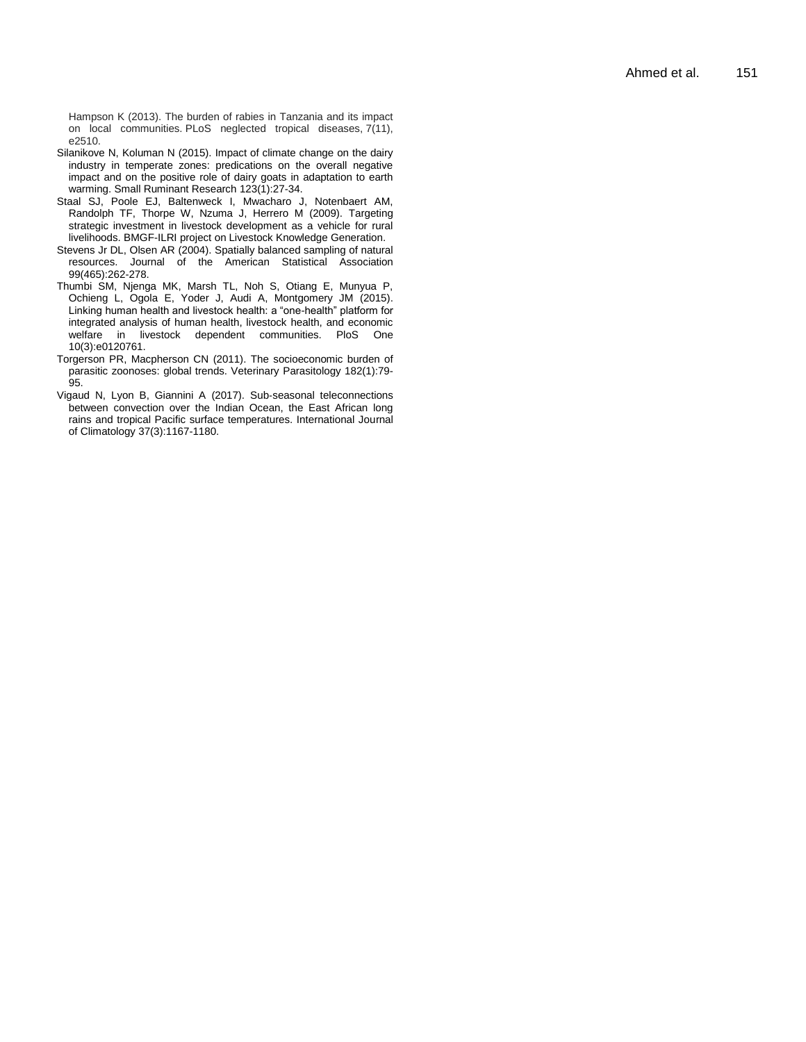Hampson K (2013). The burden of rabies in Tanzania and its impact on local communities. PLoS neglected tropical diseases, 7(11), e2510.

Silanikove N, Koluman N (2015). Impact of climate change on the dairy industry in temperate zones: predications on the overall negative impact and on the positive role of dairy goats in adaptation to earth warming. Small Ruminant Research 123(1):27-34.

Staal SJ, Poole EJ, Baltenweck I, Mwacharo J, Notenbaert AM, Randolph TF, Thorpe W, Nzuma J, Herrero M (2009). Targeting strategic investment in livestock development as a vehicle for rural livelihoods. BMGF-ILRI project on Livestock Knowledge Generation.

Stevens Jr DL, Olsen AR (2004). Spatially balanced sampling of natural resources. Journal of the American Statistical Association 99(465):262-278.

Thumbi SM, Njenga MK, Marsh TL, Noh S, Otiang E, Munyua P, Ochieng L, Ogola E, Yoder J, Audi A, Montgomery JM (2015). Linking human health and livestock health: a "one-health" platform for integrated analysis of human health, livestock health, and economic welfare in livestock dependent communities. PloS One 10(3):e0120761.

Torgerson PR, Macpherson CN (2011). The socioeconomic burden of parasitic zoonoses: global trends. Veterinary Parasitology 182(1):79-95.

Vigaud N, Lyon B, Giannini A (2017). Sub-seasonal teleconnections between convection over the Indian Ocean, the East African long rains and tropical Pacific surface temperatures. International Journal of Climatology 37(3):1167-1180.